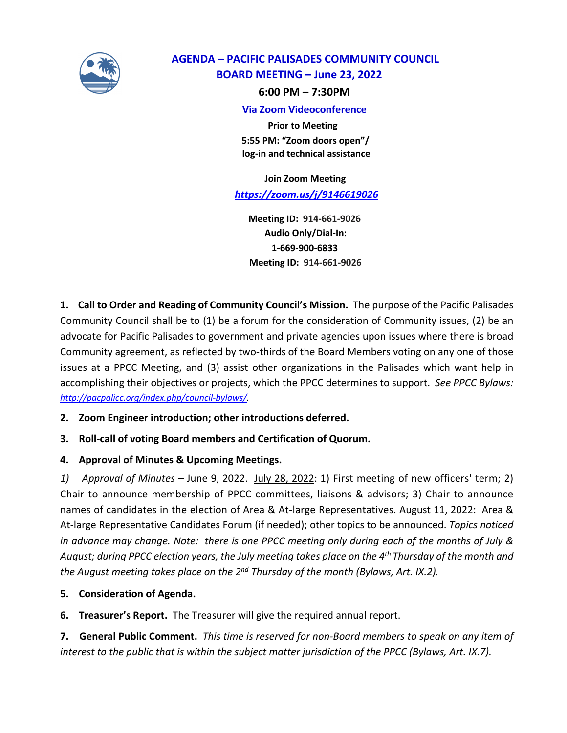# AGENDA – PACIFIC PALISADES COMMUNITY COUNCIL
## BOARD MEETING – June 23, 2022

**6:00 PM – 7:30PM**

**Via Zoom Videoconference**

**Prior to Meeting**
**5:55 PM: "Zoom doors open"/ log-in and technical assistance**

**Join Zoom Meeting**
***https://zoom.us/j/9146619026***

**Meeting ID: 914-661-9026**
**Audio Only/Dial-In:**
**1-669-900-6833**
**Meeting ID: 914-661-9026**

**1. Call to Order and Reading of Community Council's Mission.** The purpose of the Pacific Palisades Community Council shall be to (1) be a forum for the consideration of Community issues, (2) be an advocate for Pacific Palisades to government and private agencies upon issues where there is broad Community agreement, as reflected by two-thirds of the Board Members voting on any one of those issues at a PPCC Meeting, and (3) assist other organizations in the Palisades which want help in accomplishing their objectives or projects, which the PPCC determines to support. *See PPCC Bylaws: http://pacpalicc.org/index.php/council-bylaws/.*

**2. Zoom Engineer introduction; other introductions deferred.**

**3. Roll-call of voting Board members and Certification of Quorum.**

**4. Approval of Minutes & Upcoming Meetings.**

*1) Approval of Minutes* – June 9, 2022. July 28, 2022: 1) First meeting of new officers' term; 2) Chair to announce membership of PPCC committees, liaisons & advisors; 3) Chair to announce names of candidates in the election of Area & At-large Representatives. August 11, 2022: Area & At-large Representative Candidates Forum (if needed); other topics to be announced. *Topics noticed in advance may change. Note: there is one PPCC meeting only during each of the months of July & August; during PPCC election years, the July meeting takes place on the 4th Thursday of the month and the August meeting takes place on the 2nd Thursday of the month (Bylaws, Art. IX.2).*

**5. Consideration of Agenda.**

**6. Treasurer's Report.** The Treasurer will give the required annual report.

**7. General Public Comment.** *This time is reserved for non-Board members to speak on any item of interest to the public that is within the subject matter jurisdiction of the PPCC (Bylaws, Art. IX.7).*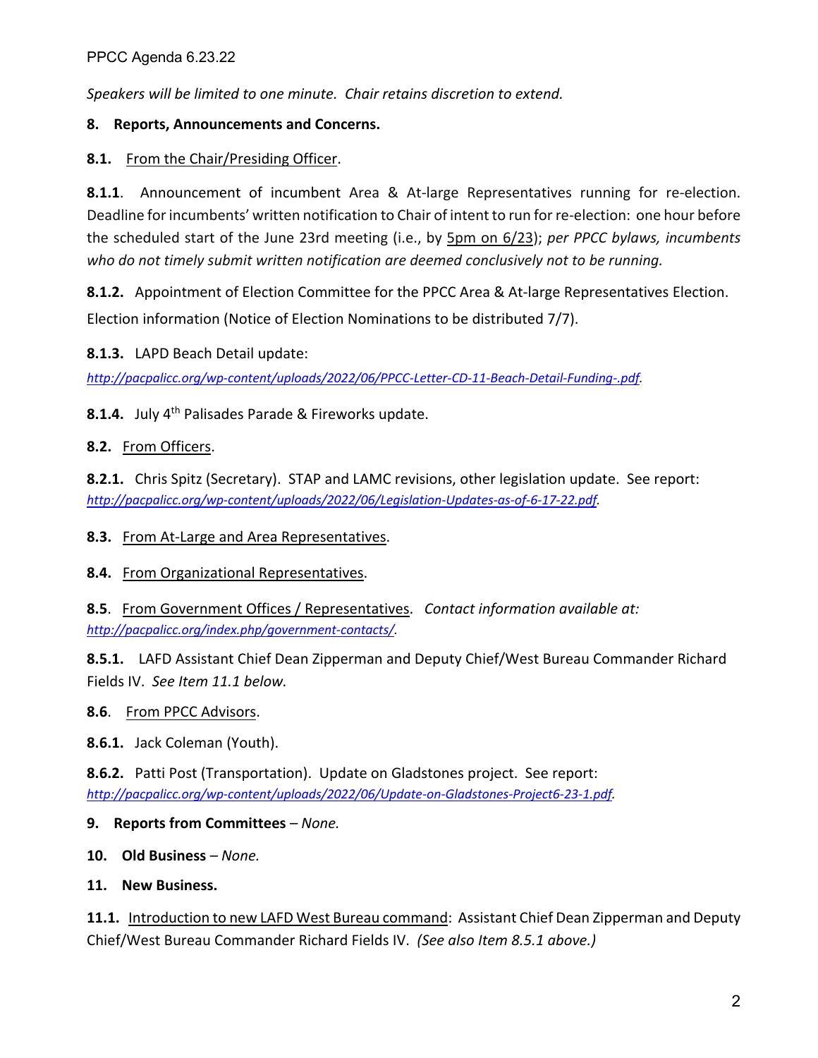*Speakers will be limited to one minute. Chair retains discretion to extend.*

**8. Reports, Announcements and Concerns.**

**8.1.** From the Chair/Presiding Officer.

**8.1.1**. Announcement of incumbent Area & At-large Representatives running for re-election. Deadline for incumbents' written notification to Chair of intent to run for re-election: one hour before the scheduled start of the June 23rd meeting (i.e., by 5pm on 6/23); *per PPCC bylaws, incumbents who do not timely submit written notification are deemed conclusively not to be running.*

**8.1.2.** Appointment of Election Committee for the PPCC Area & At-large Representatives Election. Election information (Notice of Election Nominations to be distributed 7/7).

**8.1.3.** LAPD Beach Detail update: *http://pacpalicc.org/wp-content/uploads/2022/06/PPCC-Letter-CD-11-Beach-Detail-Funding-.pdf.*

**8.1.4.** July 4th Palisades Parade & Fireworks update.

**8.2.** From Officers.

**8.2.1.** Chris Spitz (Secretary). STAP and LAMC revisions, other legislation update. See report: *http://pacpalicc.org/wp-content/uploads/2022/06/Legislation-Updates-as-of-6-17-22.pdf.*

**8.3.** From At-Large and Area Representatives.

**8.4.** From Organizational Representatives.

**8.5**. From Government Offices / Representatives. *Contact information available at: http://pacpalicc.org/index.php/government-contacts/.*

**8.5.1.** LAFD Assistant Chief Dean Zipperman and Deputy Chief/West Bureau Commander Richard Fields IV. *See Item 11.1 below.*

**8.6**. From PPCC Advisors.

**8.6.1.** Jack Coleman (Youth).

**8.6.2.** Patti Post (Transportation). Update on Gladstones project. See report: *http://pacpalicc.org/wp-content/uploads/2022/06/Update-on-Gladstones-Project6-23-1.pdf.*

**9. Reports from Committees** – *None.*

**10. Old Business** – *None.*

**11. New Business.**

**11.1.** Introduction to new LAFD West Bureau command: Assistant Chief Dean Zipperman and Deputy Chief/West Bureau Commander Richard Fields IV. *(See also Item 8.5.1 above.)*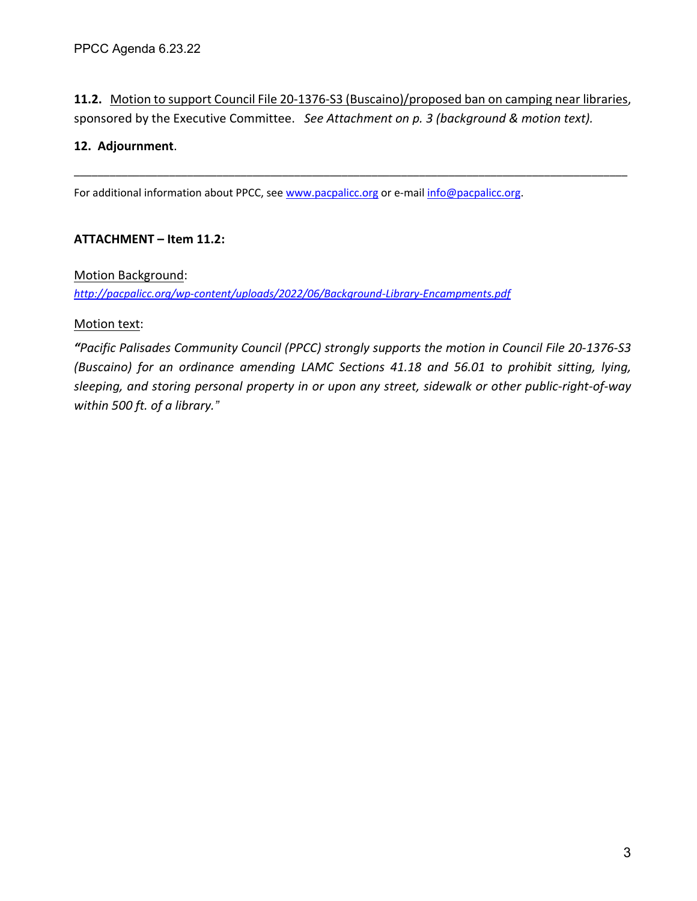**11.2.** Motion to support Council File 20-1376-S3 (Buscaino)/proposed ban on camping near libraries, sponsored by the Executive Committee. *See Attachment on p. 3 (background & motion text).*

**12. Adjournment**.

---

For additional information about PPCC, see www.pacpalicc.org or e-mail info@pacpalicc.org.

**ATTACHMENT – Item 11.2:**

Motion Background:
*http://pacpalicc.org/wp-content/uploads/2022/06/Background-Library-Encampments.pdf*

Motion text:

*"Pacific Palisades Community Council (PPCC) strongly supports the motion in Council File 20-1376-S3 (Buscaino) for an ordinance amending LAMC Sections 41.18 and 56.01 to prohibit sitting, lying, sleeping, and storing personal property in or upon any street, sidewalk or other public-right-of-way within 500 ft. of a library."*